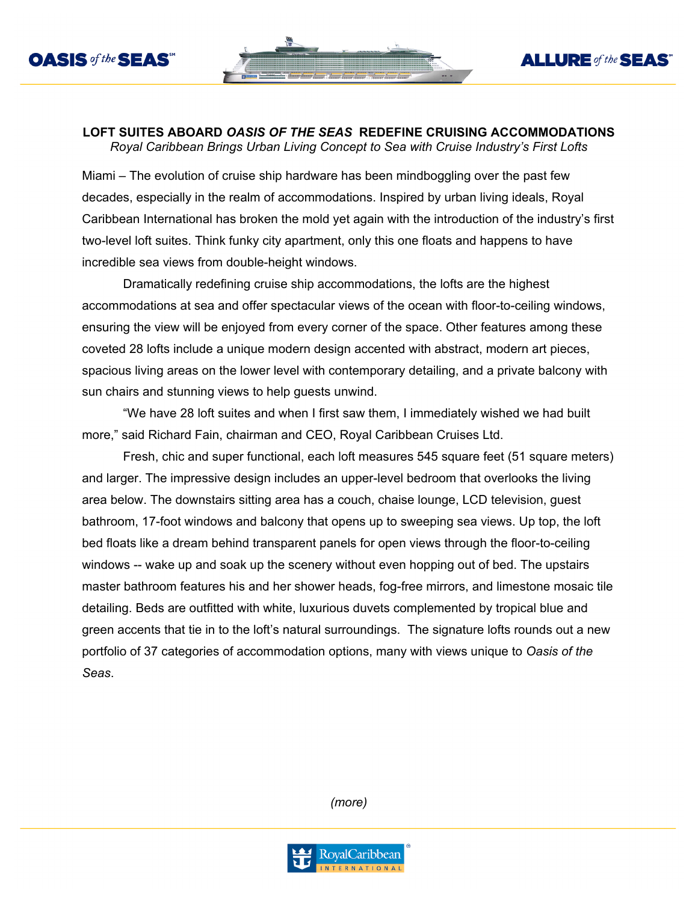# LOFT SUITES ABOARD *OASIS OF THE SEAS* REDEFINE CRUISING ACCOMMODATIONS

*Royal Caribbean Brings Urban Living Concept to Sea with Cruise Industry's First Lofts*

Miami – The evolution of cruise ship hardware has been mindboggling over the past few decades, especially in the realm of accommodations. Inspired by urban living ideals, Royal Caribbean International has broken the mold yet again with the introduction of the industry's first two-level loft suites. Think funky city apartment, only this one floats and happens to have incredible sea views from double-height windows.

Dramatically redefining cruise ship accommodations, the lofts are the highest accommodations at sea and offer spectacular views of the ocean with floor-to-ceiling windows, ensuring the view will be enjoyed from every corner of the space. Other features among these coveted 28 lofts include a unique modern design accented with abstract, modern art pieces, spacious living areas on the lower level with contemporary detailing, and a private balcony with sun chairs and stunning views to help guests unwind.

"We have 28 loft suites and when I first saw them, I immediately wished we had built more," said Richard Fain, chairman and CEO, Royal Caribbean Cruises Ltd.

Fresh, chic and super functional, each loft measures 545 square feet (51 square meters) and larger. The impressive design includes an upper-level bedroom that overlooks the living area below. The downstairs sitting area has a couch, chaise lounge, LCD television, guest bathroom, 17-foot windows and balcony that opens up to sweeping sea views. Up top, the loft bed floats like a dream behind transparent panels for open views through the floor-to-ceiling windows -- wake up and soak up the scenery without even hopping out of bed. The upstairs master bathroom features his and her shower heads, fog-free mirrors, and limestone mosaic tile detailing. Beds are outfitted with white, luxurious duvets complemented by tropical blue and green accents that tie in to the loft's natural surroundings. The signature lofts rounds out a new portfolio of 37 categories of accommodation options, many with views unique to *Oasis of the Seas*.

*(more)*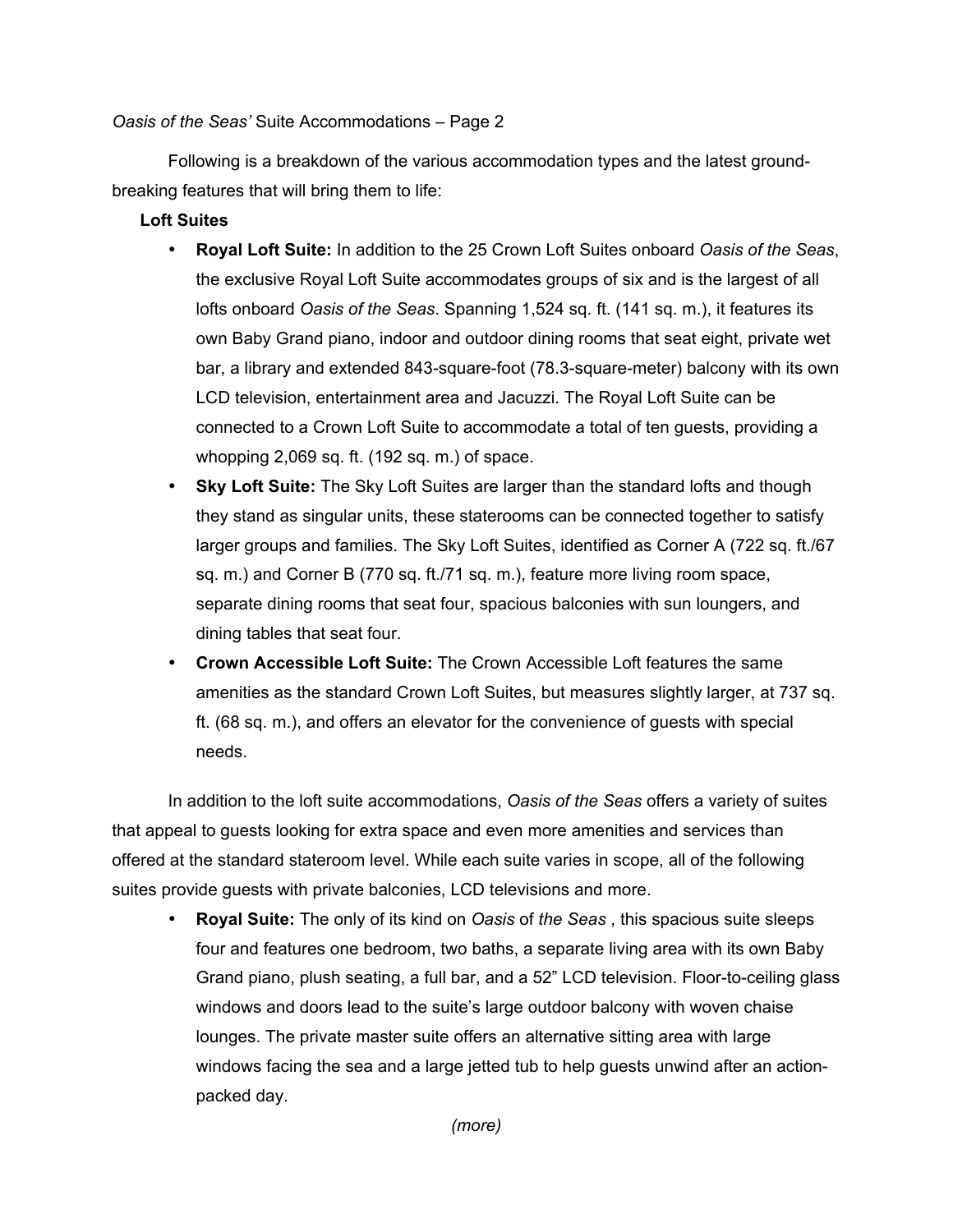Following is a breakdown of the various accommodation types and the latest ground-breaking features that will bring them to life:

**Loft Suites**

- **Royal Loft Suite:** In addition to the 25 Crown Loft Suites onboard *Oasis of the Seas*, the exclusive Royal Loft Suite accommodates groups of six and is the largest of all lofts onboard *Oasis of the Seas*. Spanning 1,524 sq. ft. (141 sq. m.), it features its own Baby Grand piano, indoor and outdoor dining rooms that seat eight, private wet bar, a library and extended 843-square-foot (78.3-square-meter) balcony with its own LCD television, entertainment area and Jacuzzi. The Royal Loft Suite can be connected to a Crown Loft Suite to accommodate a total of ten guests, providing a whopping 2,069 sq. ft. (192 sq. m.) of space.
- **Sky Loft Suite:** The Sky Loft Suites are larger than the standard lofts and though they stand as singular units, these staterooms can be connected together to satisfy larger groups and families. The Sky Loft Suites, identified as Corner A (722 sq. ft./67 sq. m.) and Corner B (770 sq. ft./71 sq. m.), feature more living room space, separate dining rooms that seat four, spacious balconies with sun loungers, and dining tables that seat four.
- **Crown Accessible Loft Suite:** The Crown Accessible Loft features the same amenities as the standard Crown Loft Suites, but measures slightly larger, at 737 sq. ft. (68 sq. m.), and offers an elevator for the convenience of guests with special needs.

In addition to the loft suite accommodations, *Oasis of the Seas* offers a variety of suites that appeal to guests looking for extra space and even more amenities and services than offered at the standard stateroom level. While each suite varies in scope, all of the following suites provide guests with private balconies, LCD televisions and more.

- **Royal Suite:** The only of its kind on *Oasis* of *the Seas* , this spacious suite sleeps four and features one bedroom, two baths, a separate living area with its own Baby Grand piano, plush seating, a full bar, and a 52" LCD television. Floor-to-ceiling glass windows and doors lead to the suite's large outdoor balcony with woven chaise lounges. The private master suite offers an alternative sitting area with large windows facing the sea and a large jetted tub to help guests unwind after an action-packed day.

*(more)*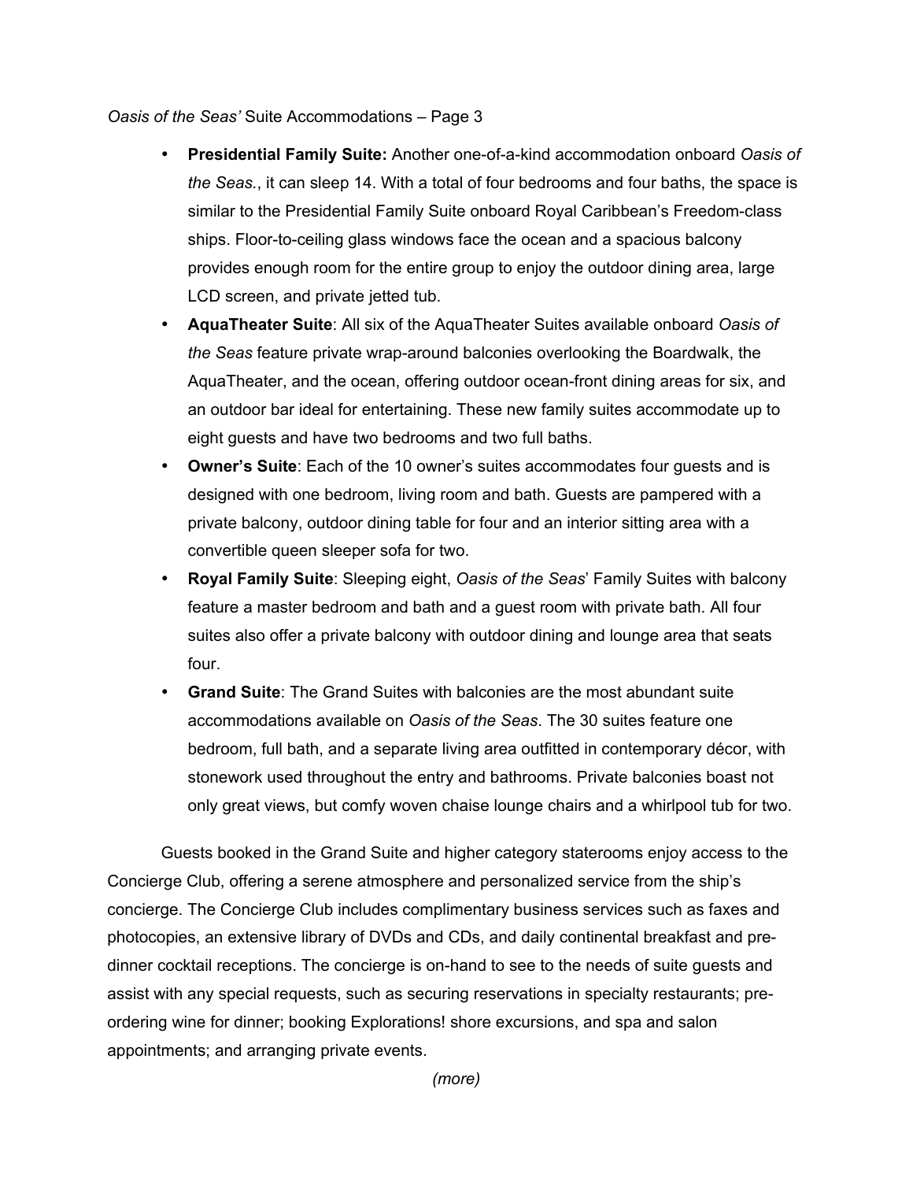- **Presidential Family Suite:** Another one-of-a-kind accommodation onboard *Oasis of the Seas.*, it can sleep 14. With a total of four bedrooms and four baths, the space is similar to the Presidential Family Suite onboard Royal Caribbean's Freedom-class ships. Floor-to-ceiling glass windows face the ocean and a spacious balcony provides enough room for the entire group to enjoy the outdoor dining area, large LCD screen, and private jetted tub.
- **AquaTheater Suite**: All six of the AquaTheater Suites available onboard *Oasis of the Seas* feature private wrap-around balconies overlooking the Boardwalk, the AquaTheater, and the ocean, offering outdoor ocean-front dining areas for six, and an outdoor bar ideal for entertaining. These new family suites accommodate up to eight guests and have two bedrooms and two full baths.
- **Owner's Suite**: Each of the 10 owner's suites accommodates four guests and is designed with one bedroom, living room and bath. Guests are pampered with a private balcony, outdoor dining table for four and an interior sitting area with a convertible queen sleeper sofa for two.
- **Royal Family Suite**: Sleeping eight, *Oasis of the Seas*' Family Suites with balcony feature a master bedroom and bath and a guest room with private bath. All four suites also offer a private balcony with outdoor dining and lounge area that seats four.
- **Grand Suite**: The Grand Suites with balconies are the most abundant suite accommodations available on *Oasis of the Seas*. The 30 suites feature one bedroom, full bath, and a separate living area outfitted in contemporary décor, with stonework used throughout the entry and bathrooms. Private balconies boast not only great views, but comfy woven chaise lounge chairs and a whirlpool tub for two.

Guests booked in the Grand Suite and higher category staterooms enjoy access to the Concierge Club, offering a serene atmosphere and personalized service from the ship's concierge. The Concierge Club includes complimentary business services such as faxes and photocopies, an extensive library of DVDs and CDs, and daily continental breakfast and pre-dinner cocktail receptions. The concierge is on-hand to see to the needs of suite guests and assist with any special requests, such as securing reservations in specialty restaurants; pre-ordering wine for dinner; booking Explorations! shore excursions, and spa and salon appointments; and arranging private events.

*(more)*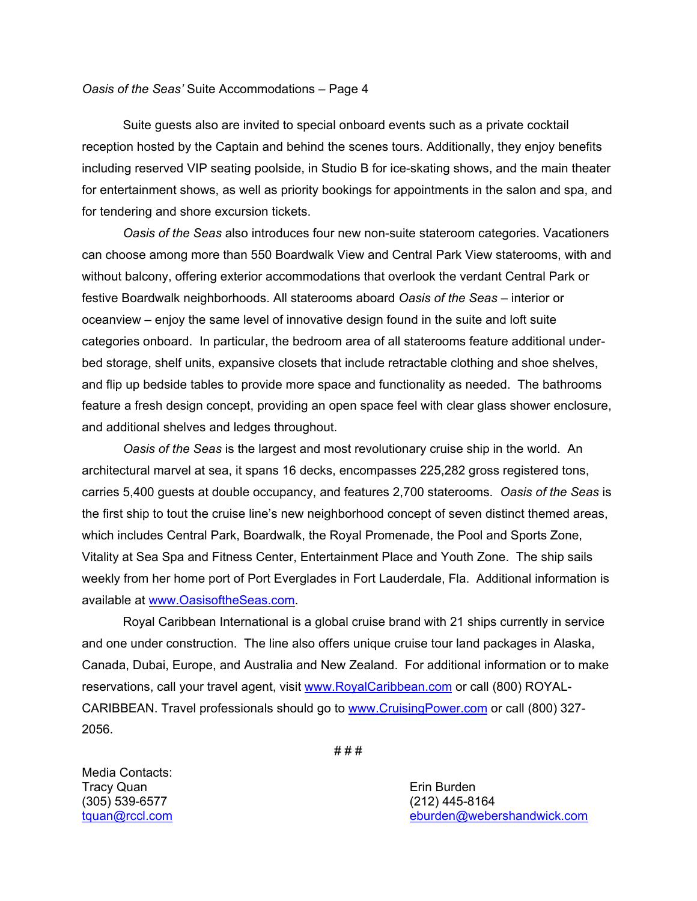Suite guests also are invited to special onboard events such as a private cocktail reception hosted by the Captain and behind the scenes tours. Additionally, they enjoy benefits including reserved VIP seating poolside, in Studio B for ice-skating shows, and the main theater for entertainment shows, as well as priority bookings for appointments in the salon and spa, and for tendering and shore excursion tickets.

*Oasis of the Seas* also introduces four new non-suite stateroom categories. Vacationers can choose among more than 550 Boardwalk View and Central Park View staterooms, with and without balcony, offering exterior accommodations that overlook the verdant Central Park or festive Boardwalk neighborhoods. All staterooms aboard *Oasis of the Seas* – interior or oceanview – enjoy the same level of innovative design found in the suite and loft suite categories onboard. In particular, the bedroom area of all staterooms feature additional under-bed storage, shelf units, expansive closets that include retractable clothing and shoe shelves, and flip up bedside tables to provide more space and functionality as needed. The bathrooms feature a fresh design concept, providing an open space feel with clear glass shower enclosure, and additional shelves and ledges throughout.

*Oasis of the Seas* is the largest and most revolutionary cruise ship in the world. An architectural marvel at sea, it spans 16 decks, encompasses 225,282 gross registered tons, carries 5,400 guests at double occupancy, and features 2,700 staterooms. *Oasis of the Seas* is the first ship to tout the cruise line's new neighborhood concept of seven distinct themed areas, which includes Central Park, Boardwalk, the Royal Promenade, the Pool and Sports Zone, Vitality at Sea Spa and Fitness Center, Entertainment Place and Youth Zone. The ship sails weekly from her home port of Port Everglades in Fort Lauderdale, Fla. Additional information is available at www.OasisoftheSeas.com.

Royal Caribbean International is a global cruise brand with 21 ships currently in service and one under construction. The line also offers unique cruise tour land packages in Alaska, Canada, Dubai, Europe, and Australia and New Zealand. For additional information or to make reservations, call your travel agent, visit www.RoyalCaribbean.com or call (800) ROYAL-CARIBBEAN. Travel professionals should go to www.CruisingPower.com or call (800) 327-2056.

# # #

Media Contacts:

Tracy Quan
(305) 539-6577
tquan@rccl.com

Erin Burden
(212) 445-8164
eburden@webershandwick.com